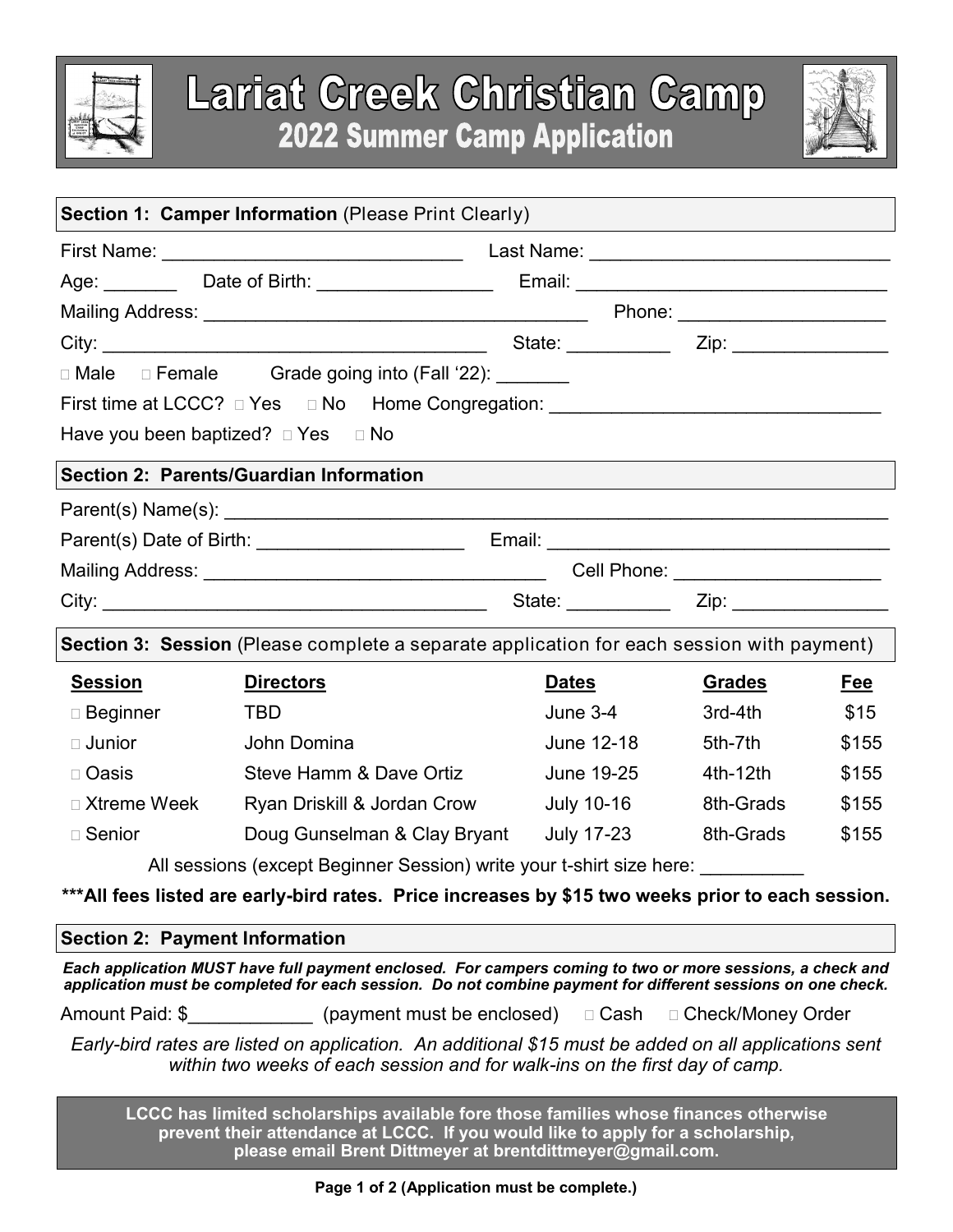# Lariat Creek Christian Camp
## 2022 Summer Camp Application

**Section 1: Camper Information** (Please Print Clearly)

First Name: ____________________________ Last Name: ____________________________

Age: _______ Date of Birth: ________________ Email: ______________________________

Mailing Address: ____________________________________ Phone: ___________________

City: ___________________________________ State: _________ Zip: _______________

☐ Male ☐ Female Grade going into (Fall '22): _______

First time at LCCC? ☐ Yes ☐ No Home Congregation: _______________________________

Have you been baptized? ☐ Yes ☐ No

**Section 2: Parents/Guardian Information**

Parent(s) Name(s): ___________________________________________________________

Parent(s) Date of Birth: ___________________ Email: _________________________________

Mailing Address: _________________________________ Cell Phone: ___________________

City: ___________________________________ State: _________ Zip: _______________

**Section 3: Session** (Please complete a separate application for each session with payment)

| Session | Directors | Dates | Grades | Fee |
|---|---|---|---|---|
| ☐ Beginner | TBD | June 3-4 | 3rd-4th | $15 |
| ☐ Junior | John Domina | June 12-18 | 5th-7th | $155 |
| ☐ Oasis | Steve Hamm & Dave Ortiz | June 19-25 | 4th-12th | $155 |
| ☐ Xtreme Week | Ryan Driskill & Jordan Crow | July 10-16 | 8th-Grads | $155 |
| ☐ Senior | Doug Gunselman & Clay Bryant | July 17-23 | 8th-Grads | $155 |

All sessions (except Beginner Session) write your t-shirt size here: __________

**\*\*\*All fees listed are early-bird rates. Price increases by $15 two weeks prior to each session.**

**Section 2: Payment Information**

***Each application MUST have full payment enclosed. For campers coming to two or more sessions, a check and application must be completed for each session. Do not combine payment for different sessions on one check.***

Amount Paid: $____________ (payment must be enclosed) ☐ Cash ☐ Check/Money Order

*Early-bird rates are listed on application. An additional $15 must be added on all applications sent within two weeks of each session and for walk-ins on the first day of camp.*

**LCCC has limited scholarships available fore those families whose finances otherwise prevent their attendance at LCCC. If you would like to apply for a scholarship, please email Brent Dittmeyer at brentdittmeyer@gmail.com.**

**(Application must be complete.)**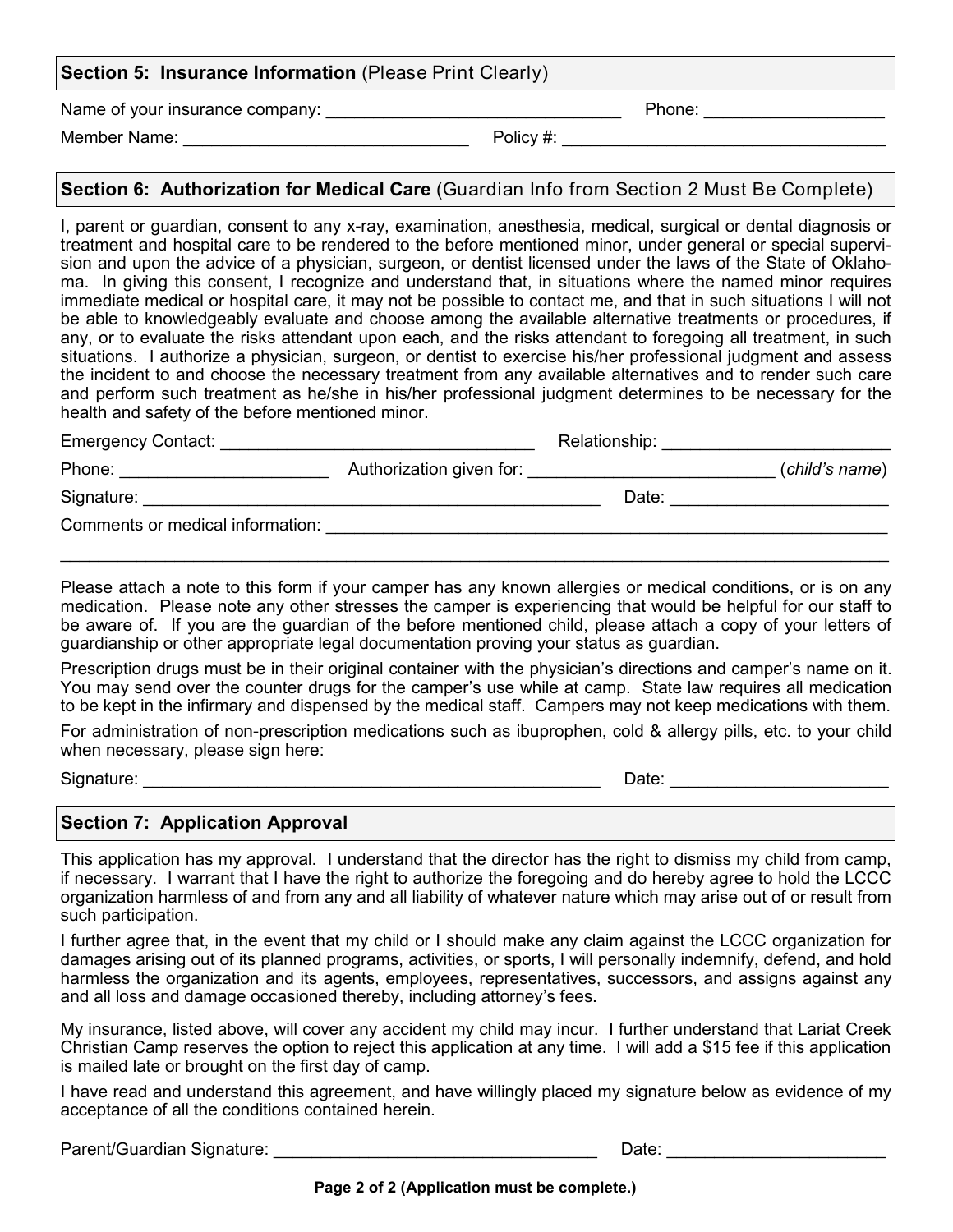## **Section 5: Insurance Information** (Please Print Clearly)

Name of your insurance company: ________________________________ Phone: ___________________

Member Name: ______________________________ Policy #: ___________________________________

## **Section 6: Authorization for Medical Care** (Guardian Info from Section 2 Must Be Complete)

I, parent or guardian, consent to any x-ray, examination, anesthesia, medical, surgical or dental diagnosis or treatment and hospital care to be rendered to the before mentioned minor, under general or special supervision and upon the advice of a physician, surgeon, or dentist licensed under the laws of the State of Oklahoma. In giving this consent, I recognize and understand that, in situations where the named minor requires immediate medical or hospital care, it may not be possible to contact me, and that in such situations I will not be able to knowledgeably evaluate and choose among the available alternative treatments or procedures, if any, or to evaluate the risks attendant upon each, and the risks attendant to foregoing all treatment, in such situations. I authorize a physician, surgeon, or dentist to exercise his/her professional judgment and assess the incident to and choose the necessary treatment from any available alternatives and to render such care and perform such treatment as he/she in his/her professional judgment determines to be necessary for the health and safety of the before mentioned minor.

Emergency Contact: __________________________________ Relationship: ________________________

Phone: ______________________ Authorization given for: __________________________ (*child's name*)

Signature: __________________________________________________ Date: _______________________

Comments or medical information: _____________________________________________________________

_____________________________________________________________________________________________

Please attach a note to this form if your camper has any known allergies or medical conditions, or is on any medication. Please note any other stresses the camper is experiencing that would be helpful for our staff to be aware of. If you are the guardian of the before mentioned child, please attach a copy of your letters of guardianship or other appropriate legal documentation proving your status as guardian.

Prescription drugs must be in their original container with the physician's directions and camper's name on it. You may send over the counter drugs for the camper's use while at camp. State law requires all medication to be kept in the infirmary and dispensed by the medical staff. Campers may not keep medications with them.

For administration of non-prescription medications such as ibuprophen, cold & allergy pills, etc. to your child when necessary, please sign here:

Signature: __________________________________________________ Date: _______________________

## **Section 7: Application Approval**

This application has my approval. I understand that the director has the right to dismiss my child from camp, if necessary. I warrant that I have the right to authorize the foregoing and do hereby agree to hold the LCCC organization harmless of and from any and all liability of whatever nature which may arise out of or result from such participation.

I further agree that, in the event that my child or I should make any claim against the LCCC organization for damages arising out of its planned programs, activities, or sports, I will personally indemnify, defend, and hold harmless the organization and its agents, employees, representatives, successors, and assigns against any and all loss and damage occasioned thereby, including attorney's fees.

My insurance, listed above, will cover any accident my child may incur. I further understand that Lariat Creek Christian Camp reserves the option to reject this application at any time. I will add a $15 fee if this application is mailed late or brought on the first day of camp.

I have read and understand this agreement, and have willingly placed my signature below as evidence of my acceptance of all the conditions contained herein.

Parent/Guardian Signature: ____________________________________ Date: _______________________

**(Application must be complete.)**